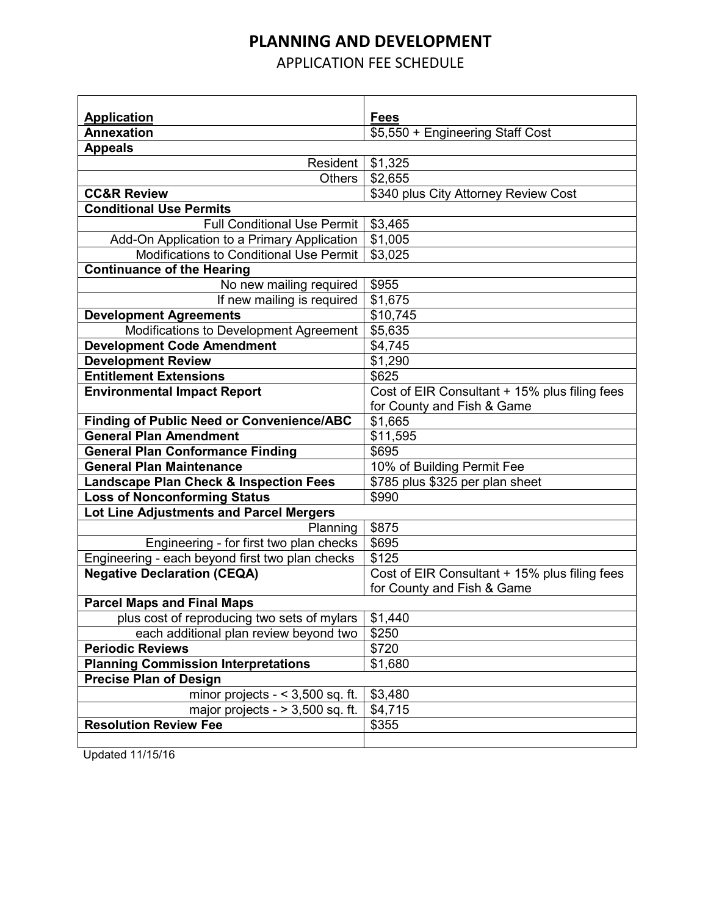# PLANNING AND DEVELOPMENT

## APPLICATION FEE SCHEDULE

| **Application** | **Fees** |
|---|---|
| **Annexation** | $5,550 + Engineering Staff Cost |
| **Appeals** | |
| Resident | $1,325 |
| Others | $2,655 |
| **CC&R Review** | $340 plus City Attorney Review Cost |
| **Conditional Use Permits** | |
| Full Conditional Use Permit | $3,465 |
| Add-On Application to a Primary Application | $1,005 |
| Modifications to Conditional Use Permit | $3,025 |
| **Continuance of the Hearing** | |
| No new mailing required | $955 |
| If new mailing is required | $1,675 |
| **Development Agreements** | $10,745 |
| Modifications to Development Agreement | $5,635 |
| **Development Code Amendment** | $4,745 |
| **Development Review** | $1,290 |
| **Entitlement Extensions** | $625 |
| **Environmental Impact Report** | Cost of EIR Consultant + 15% plus filing fees for County and Fish & Game |
| **Finding of Public Need or Convenience/ABC** | $1,665 |
| **General Plan Amendment** | $11,595 |
| **General Plan Conformance Finding** | $695 |
| **General Plan Maintenance** | 10% of Building Permit Fee |
| **Landscape Plan Check & Inspection Fees** | $785 plus $325 per plan sheet |
| **Loss of Nonconforming Status** | $990 |
| **Lot Line Adjustments and Parcel Mergers** | |
| Planning | $875 |
| Engineering - for first two plan checks | $695 |
| Engineering - each beyond first two plan checks | $125 |
| **Negative Declaration (CEQA)** | Cost of EIR Consultant + 15% plus filing fees for County and Fish & Game |
| **Parcel Maps and Final Maps** | |
| plus cost of reproducing two sets of mylars | $1,440 |
| each additional plan review beyond two | $250 |
| **Periodic Reviews** | $720 |
| **Planning Commission Interpretations** | $1,680 |
| **Precise Plan of Design** | |
| minor projects - < 3,500 sq. ft. | $3,480 |
| major projects - > 3,500 sq. ft. | $4,715 |
| **Resolution Review Fee** | $355 |
| | |

Updated 11/15/16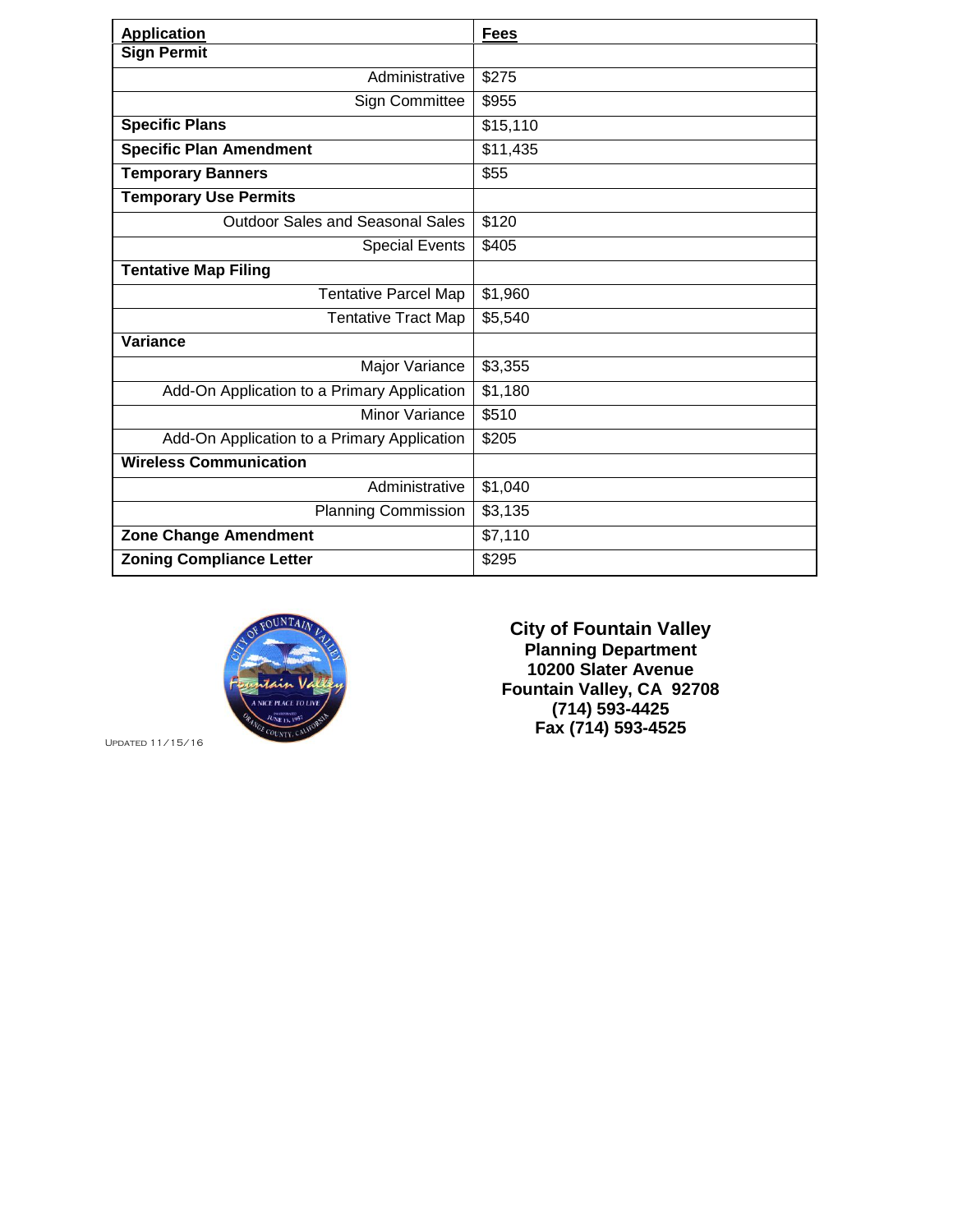| Application | Fees |
|---|---|
| **Sign Permit** | |
| Administrative | $275 |
| Sign Committee | $955 |
| **Specific Plans** | $15,110 |
| **Specific Plan Amendment** | $11,435 |
| **Temporary Banners** | $55 |
| **Temporary Use Permits** | |
| Outdoor Sales and Seasonal Sales | $120 |
| Special Events | $405 |
| **Tentative Map Filing** | |
| Tentative Parcel Map | $1,960 |
| Tentative Tract Map | $5,540 |
| **Variance** | |
| Major Variance | $3,355 |
| Add-On Application to a Primary Application | $1,180 |
| Minor Variance | $510 |
| Add-On Application to a Primary Application | $205 |
| **Wireless Communication** | |
| Administrative | $1,040 |
| Planning Commission | $3,135 |
| **Zone Change Amendment** | $7,110 |
| **Zoning Compliance Letter** | $295 |

Updated 11/15/16

**City of Fountain Valley**
**Planning Department**
**10200 Slater Avenue**
**Fountain Valley, CA 92708**
**(714) 593-4425**
**Fax (714) 593-4525**